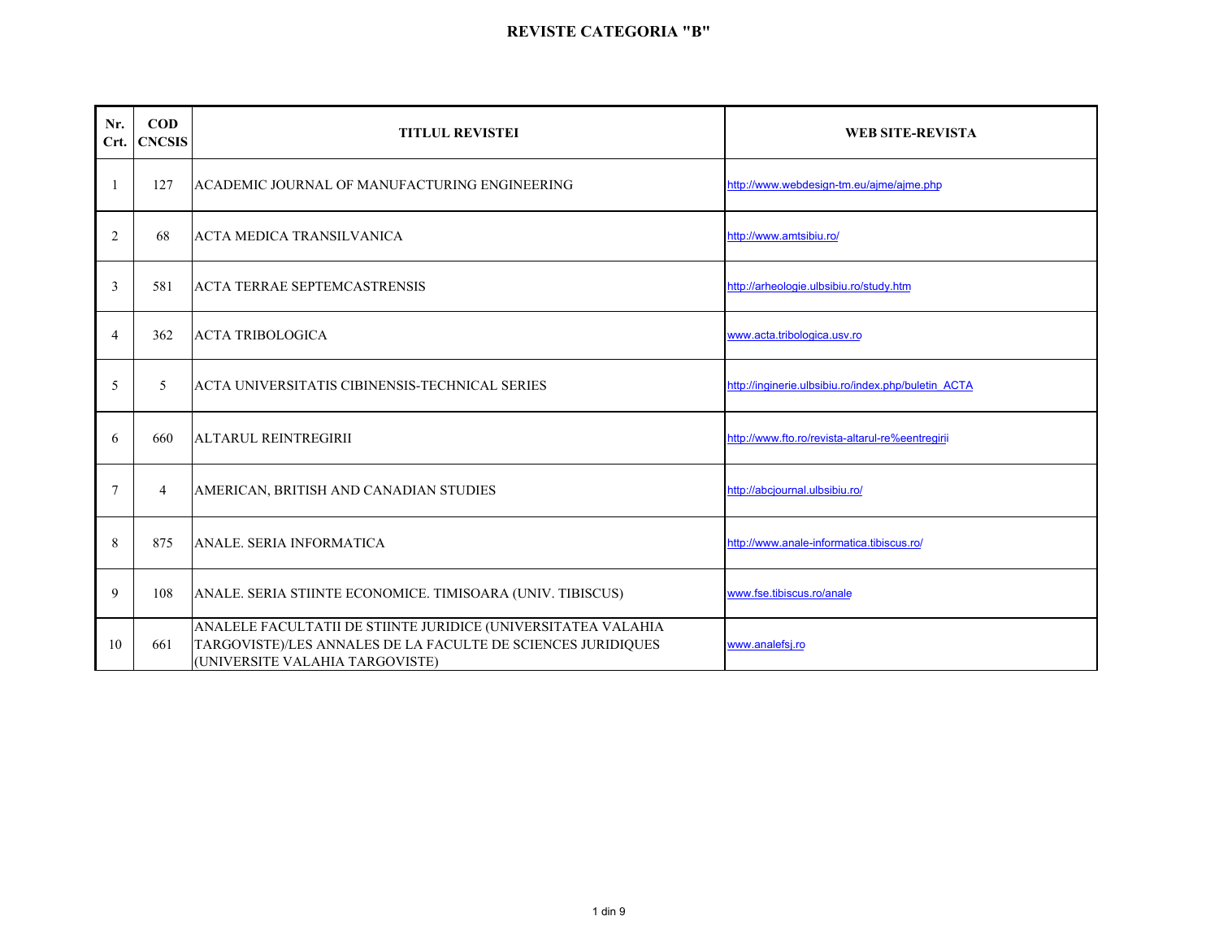# REVISTE CATEGORIA "B"

| Nr. Crt. | COD CNCSIS | TITLUL REVISTEI | WEB SITE-REVISTA |
|---|---|---|---|
| 1 | 127 | ACADEMIC JOURNAL OF MANUFACTURING ENGINEERING | http://www.webdesign-tm.eu/ajme/ajme.php |
| 2 | 68 | ACTA MEDICA TRANSILVANICA | http://www.amtsibiu.ro/ |
| 3 | 581 | ACTA TERRAE SEPTEMCASTRENSIS | http://arheologie.ulbsibiu.ro/study.htm |
| 4 | 362 | ACTA TRIBOLOGICA | www.acta.tribologica.usv.ro |
| 5 | 5 | ACTA UNIVERSITATIS CIBINENSIS-TECHNICAL SERIES | http://inginerie.ulbsibiu.ro/index.php/buletin_ACTA |
| 6 | 660 | ALTARUL REINTREGIRII | http://www.fto.ro/revista-altarul-re%eentregirii |
| 7 | 4 | AMERICAN, BRITISH AND CANADIAN STUDIES | http://abcjournal.ulbsibiu.ro/ |
| 8 | 875 | ANALE. SERIA INFORMATICA | http://www.anale-informatica.tibiscus.ro/ |
| 9 | 108 | ANALE. SERIA STIINTE ECONOMICE. TIMISOARA (UNIV. TIBISCUS) | www.fse.tibiscus.ro/anale |
| 10 | 661 | ANALELE FACULTATII DE STIINTE JURIDICE (UNIVERSITATEA VALAHIA TARGOVISTE)/LES ANNALES DE LA FACULTE DE SCIENCES JURIDIQUES (UNIVERSITE VALAHIA TARGOVISTE) | www.analefsj.ro |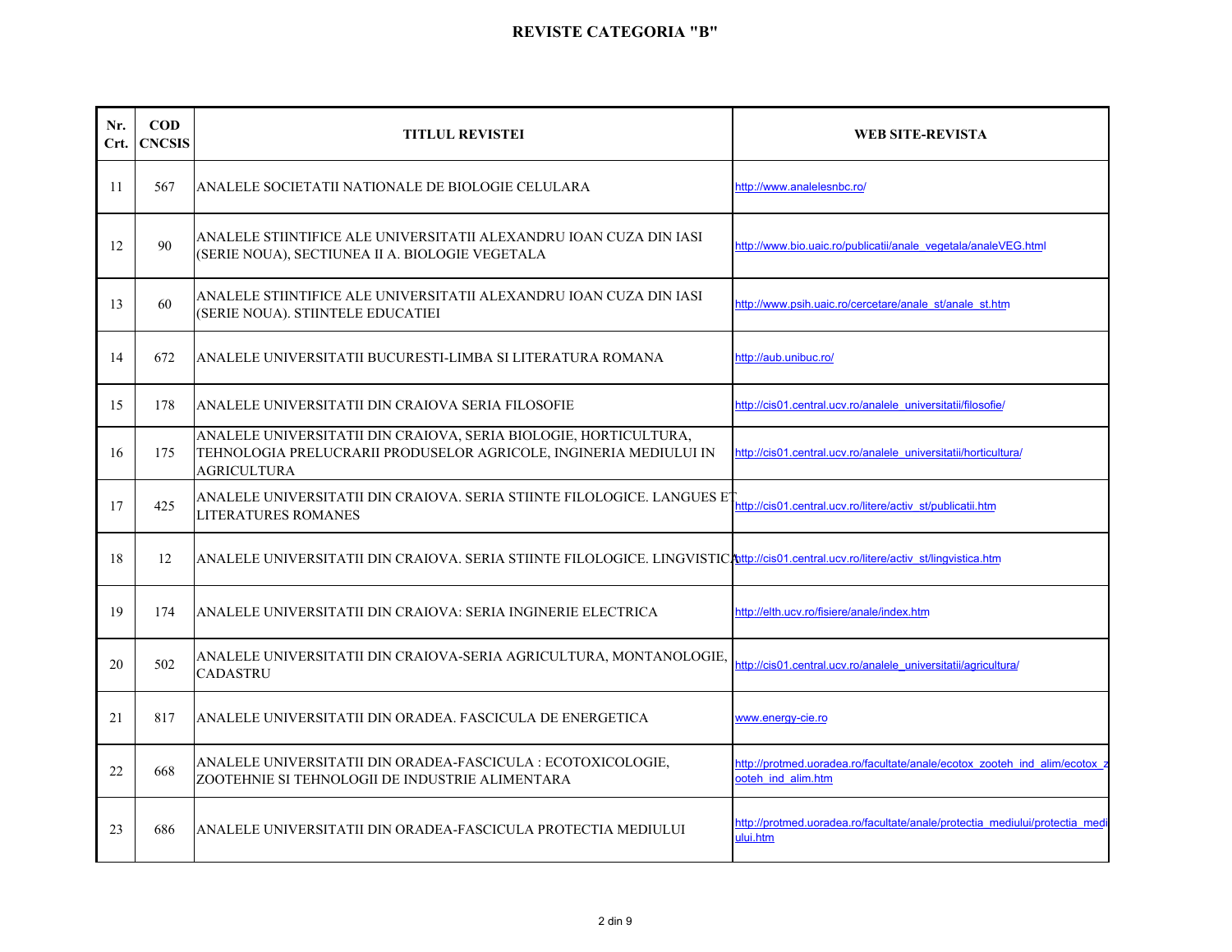# REVISTE CATEGORIA "B"

| Nr. Crt. | COD CNCSIS | TITLUL REVISTEI | WEB SITE-REVISTA |
|---|---|---|---|
| 11 | 567 | ANALELE SOCIETATII NATIONALE DE BIOLOGIE CELULARA | http://www.analelesnbc.ro/ |
| 12 | 90 | ANALELE STIINTIFICE ALE UNIVERSITATII ALEXANDRU IOAN CUZA DIN IASI (SERIE NOUA), SECTIUNEA II A. BIOLOGIE VEGETALA | http://www.bio.uaic.ro/publicatii/anale_vegetala/analeVEG.html |
| 13 | 60 | ANALELE STIINTIFICE ALE UNIVERSITATII ALEXANDRU IOAN CUZA DIN IASI (SERIE NOUA). STIINTELE EDUCATIEI | http://www.psih.uaic.ro/cercetare/anale_st/anale_st.htm |
| 14 | 672 | ANALELE UNIVERSITATII BUCURESTI-LIMBA SI LITERATURA ROMANA | http://aub.unibuc.ro/ |
| 15 | 178 | ANALELE UNIVERSITATII DIN CRAIOVA SERIA FILOSOFIE | http://cis01.central.ucv.ro/analele_universitatii/filosofie/ |
| 16 | 175 | ANALELE UNIVERSITATII DIN CRAIOVA, SERIA BIOLOGIE, HORTICULTURA, TEHNOLOGIA PRELUCRARII PRODUSELOR AGRICOLE, INGINERIA MEDIULUI IN AGRICULTURA | http://cis01.central.ucv.ro/analele_universitatii/horticultura/ |
| 17 | 425 | ANALELE UNIVERSITATII DIN CRAIOVA. SERIA STIINTE FILOLOGICE. LANGUES ET LITERATURES ROMANES | http://cis01.central.ucv.ro/litere/activ_st/publicatii.htm |
| 18 | 12 | ANALELE UNIVERSITATII DIN CRAIOVA. SERIA STIINTE FILOLOGICE. LINGVISTICA | http://cis01.central.ucv.ro/litere/activ_st/lingvistica.htm |
| 19 | 174 | ANALELE UNIVERSITATII DIN CRAIOVA: SERIA INGINERIE ELECTRICA | http://elth.ucv.ro/fisiere/anale/index.htm |
| 20 | 502 | ANALELE UNIVERSITATII DIN CRAIOVA-SERIA AGRICULTURA, MONTANOLOGIE, CADASTRU | http://cis01.central.ucv.ro/analele_universitatii/agricultura/ |
| 21 | 817 | ANALELE UNIVERSITATII DIN ORADEA. FASCICULA DE ENERGETICA | www.energy-cie.ro |
| 22 | 668 | ANALELE UNIVERSITATII DIN ORADEA-FASCICULA : ECOTOXICOLOGIE, ZOOTEHNIE SI TEHNOLOGII DE INDUSTRIE ALIMENTARA | http://protmed.uoradea.ro/facultate/anale/ecotox_zooteh_ind_alim/ecotox_zooteh_ind_alim.htm |
| 23 | 686 | ANALELE UNIVERSITATII DIN ORADEA-FASCICULA PROTECTIA MEDIULUI | http://protmed.uoradea.ro/facultate/anale/protectia_mediului/protectia_mediului.htm |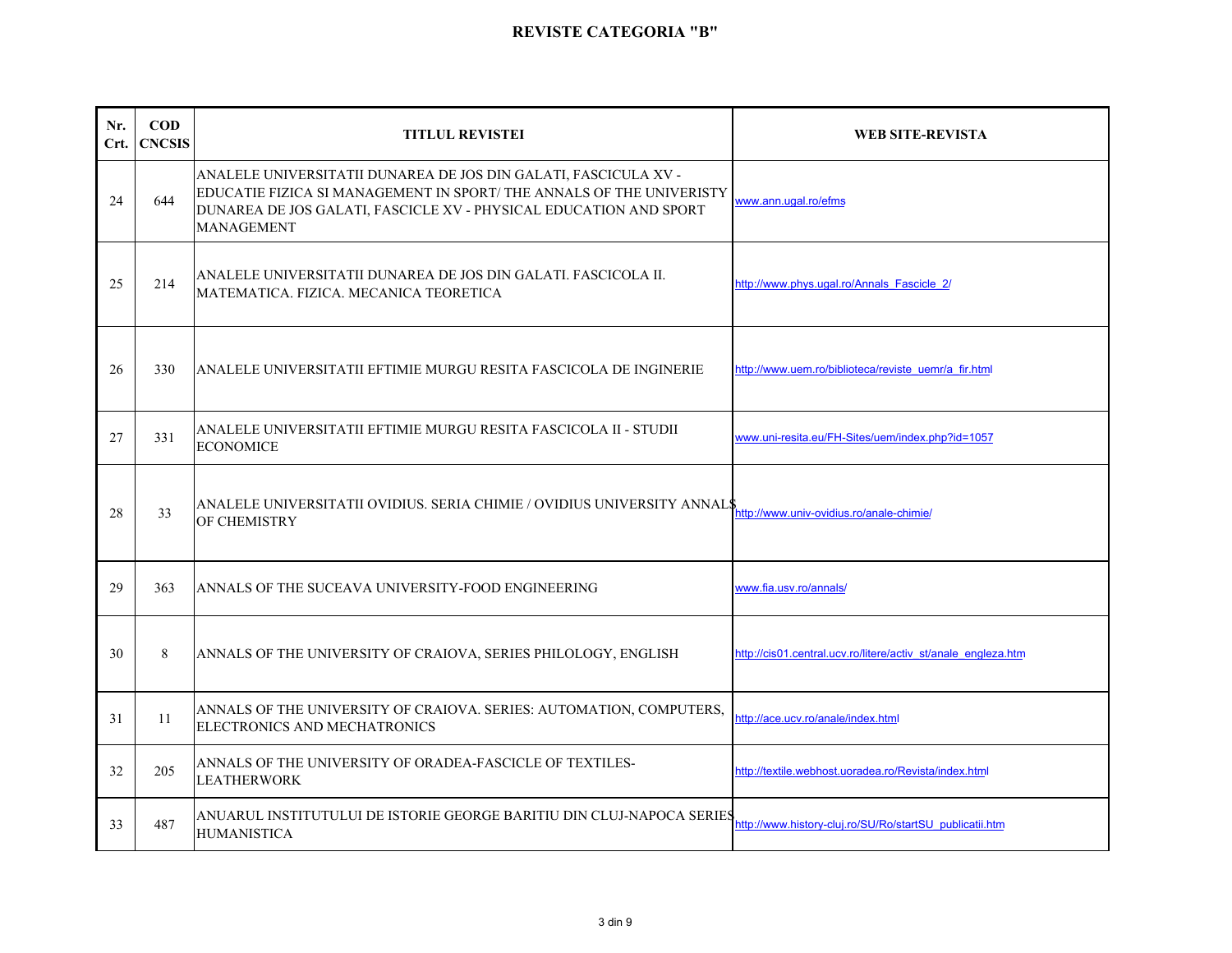# REVISTE CATEGORIA "B"

| Nr. Crt. | COD CNCSIS | TITLUL REVISTEI | WEB SITE-REVISTA |
|---|---|---|---|
| 24 | 644 | ANALELE UNIVERSITATII DUNAREA DE JOS DIN GALATI, FASCICULA XV - EDUCATIE FIZICA SI MANAGEMENT IN SPORT/ THE ANNALS OF THE UNIVERISTY DUNAREA DE JOS GALATI, FASCICLE XV - PHYSICAL EDUCATION AND SPORT MANAGEMENT | www.ann.ugal.ro/efms |
| 25 | 214 | ANALELE UNIVERSITATII DUNAREA DE JOS DIN GALATI. FASCICOLA II. MATEMATICA. FIZICA. MECANICA TEORETICA | http://www.phys.ugal.ro/Annals_Fascicle_2/ |
| 26 | 330 | ANALELE UNIVERSITATII EFTIMIE MURGU RESITA FASCICOLA DE INGINERIE | http://www.uem.ro/biblioteca/reviste_uemr/a_fir.html |
| 27 | 331 | ANALELE UNIVERSITATII EFTIMIE MURGU RESITA FASCICOLA II - STUDII ECONOMICE | www.uni-resita.eu/FH-Sites/uem/index.php?id=1057 |
| 28 | 33 | ANALELE UNIVERSITATII OVIDIUS. SERIA CHIMIE / OVIDIUS UNIVERSITY ANNALS OF CHEMISTRY | http://www.univ-ovidius.ro/anale-chimie/ |
| 29 | 363 | ANNALS OF THE SUCEAVA UNIVERSITY-FOOD ENGINEERING | www.fia.usv.ro/annals/ |
| 30 | 8 | ANNALS OF THE UNIVERSITY OF CRAIOVA, SERIES PHILOLOGY, ENGLISH | http://cis01.central.ucv.ro/litere/activ_st/anale_engleza.htm |
| 31 | 11 | ANNALS OF THE UNIVERSITY OF CRAIOVA. SERIES: AUTOMATION, COMPUTERS, ELECTRONICS AND MECHATRONICS | http://ace.ucv.ro/anale/index.html |
| 32 | 205 | ANNALS OF THE UNIVERSITY OF ORADEA-FASCICLE OF TEXTILES-LEATHERWORK | http://textile.webhost.uoradea.ro/Revista/index.html |
| 33 | 487 | ANUARUL INSTITUTULUI DE ISTORIE GEORGE BARITIU DIN CLUJ-NAPOCA SERIES HUMANISTICA | http://www.history-cluj.ro/SU/Ro/startSU_publicatii.htm |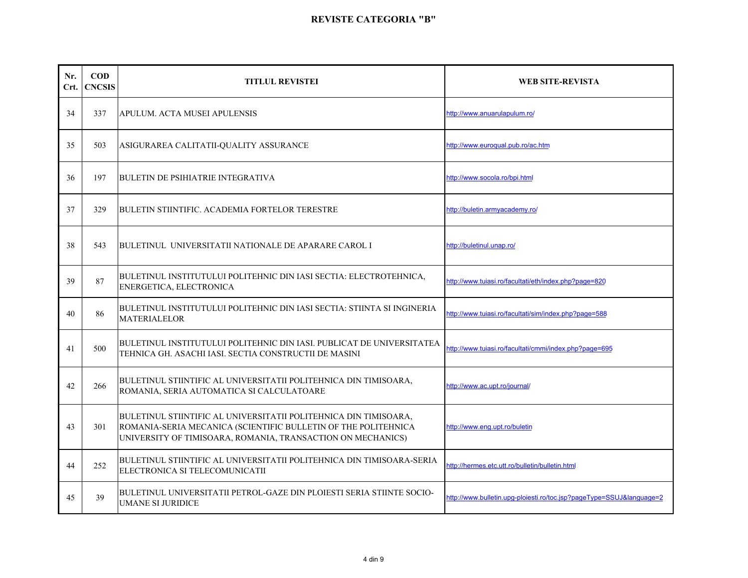# REVISTE CATEGORIA "B"

| Nr. Crt. | COD CNCSIS | TITLUL REVISTEI | WEB SITE-REVISTA |
|---|---|---|---|
| 34 | 337 | APULUM. ACTA MUSEI APULENSIS | http://www.anuarulapulum.ro/ |
| 35 | 503 | ASIGURAREA CALITATII-QUALITY ASSURANCE | http://www.euroqual.pub.ro/ac.htm |
| 36 | 197 | BULETIN DE PSIHIATRIE INTEGRATIVA | http://www.socola.ro/bpi.html |
| 37 | 329 | BULETIN STIINTIFIC. ACADEMIA FORTELOR TERESTRE | http://buletin.armyacademy.ro/ |
| 38 | 543 | BULETINUL UNIVERSITATII NATIONALE DE APARARE CAROL I | http://buletinul.unap.ro/ |
| 39 | 87 | BULETINUL INSTITUTULUI POLITEHNIC DIN IASI SECTIA: ELECTROTEHNICA, ENERGETICA, ELECTRONICA | http://www.tuiasi.ro/facultati/eth/index.php?page=820 |
| 40 | 86 | BULETINUL INSTITUTULUI POLITEHNIC DIN IASI SECTIA: STIINTA SI INGINERIA MATERIALELOR | http://www.tuiasi.ro/facultati/sim/index.php?page=588 |
| 41 | 500 | BULETINUL INSTITUTULUI POLITEHNIC DIN IASI. PUBLICAT DE UNIVERSITATEA TEHNICA GH. ASACHI IASI. SECTIA CONSTRUCTII DE MASINI | http://www.tuiasi.ro/facultati/cmmi/index.php?page=695 |
| 42 | 266 | BULETINUL STIINTIFIC AL UNIVERSITATII POLITEHNICA DIN TIMISOARA, ROMANIA, SERIA AUTOMATICA SI CALCULATOARE | http://www.ac.upt.ro/journal/ |
| 43 | 301 | BULETINUL STIINTIFIC AL UNIVERSITATII POLITEHNICA DIN TIMISOARA, ROMANIA-SERIA MECANICA (SCIENTIFIC BULLETIN OF THE POLITEHNICA UNIVERSITY OF TIMISOARA, ROMANIA, TRANSACTION ON MECHANICS) | http://www.eng.upt.ro/buletin |
| 44 | 252 | BULETINUL STIINTIFIC AL UNIVERSITATII POLITEHNICA DIN TIMISOARA-SERIA ELECTRONICA SI TELECOMUNICATII | http://hermes.etc.utt.ro/bulletin/bulletin.html |
| 45 | 39 | BULETINUL UNIVERSITATII PETROL-GAZE DIN PLOIESTI SERIA STIINTE SOCIO-UMANE SI JURIDICE | http://www.bulletin.upg-ploiesti.ro/toc.jsp?pageType=SSUJ&language=2 |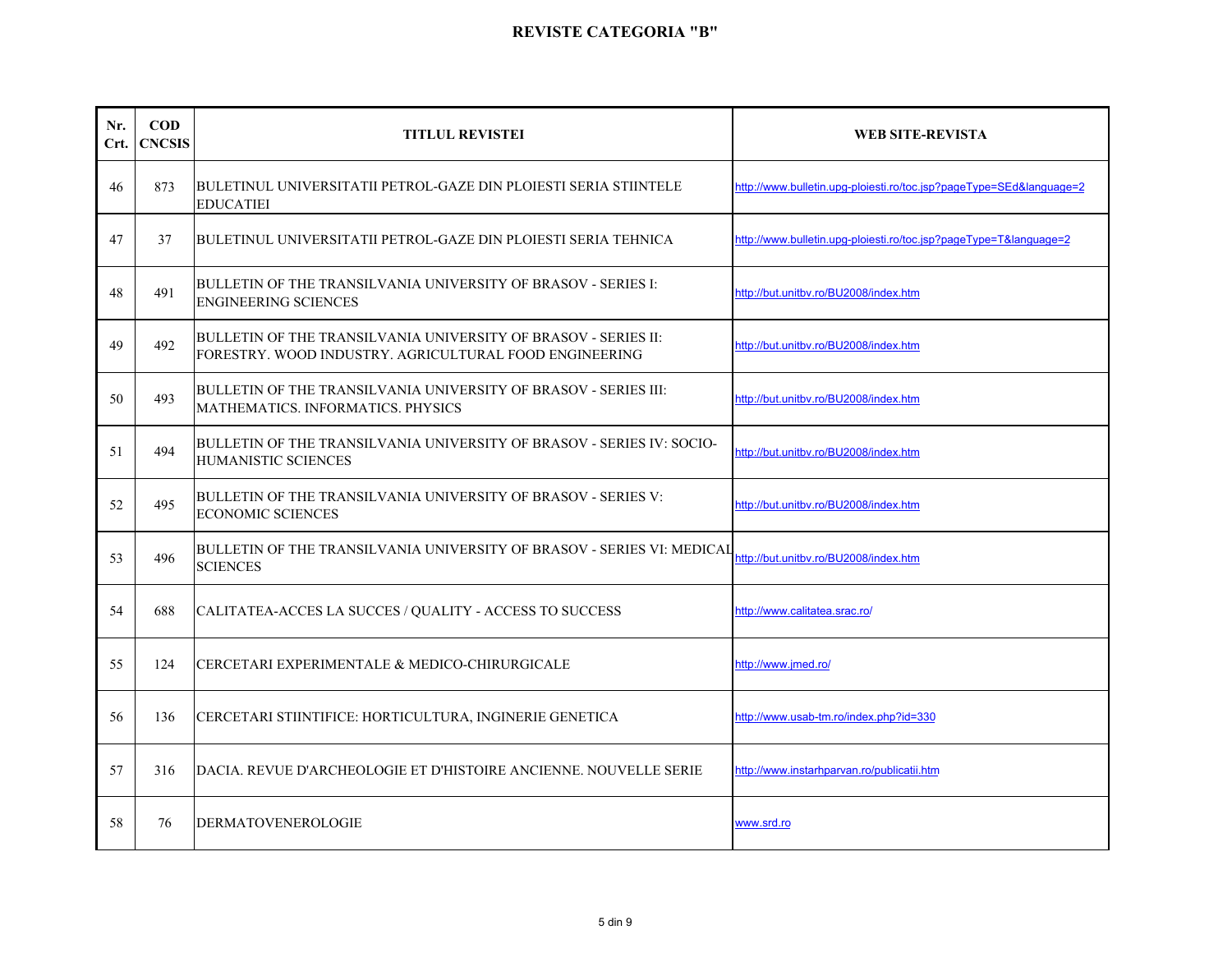# REVISTE CATEGORIA "B"

| Nr. Crt. | COD CNCSIS | TITLUL REVISTEI | WEB SITE-REVISTA |
|---|---|---|---|
| 46 | 873 | BULETINUL UNIVERSITATII PETROL-GAZE DIN PLOIESTI SERIA STIINTELE EDUCATIEI | http://www.bulletin.upg-ploiesti.ro/toc.jsp?pageType=SEd&language=2 |
| 47 | 37 | BULETINUL UNIVERSITATII PETROL-GAZE DIN PLOIESTI SERIA TEHNICA | http://www.bulletin.upg-ploiesti.ro/toc.jsp?pageType=T&language=2 |
| 48 | 491 | BULLETIN OF THE TRANSILVANIA UNIVERSITY OF BRASOV - SERIES I: ENGINEERING SCIENCES | http://but.unitbv.ro/BU2008/index.htm |
| 49 | 492 | BULLETIN OF THE TRANSILVANIA UNIVERSITY OF BRASOV - SERIES II: FORESTRY. WOOD INDUSTRY. AGRICULTURAL FOOD ENGINEERING | http://but.unitbv.ro/BU2008/index.htm |
| 50 | 493 | BULLETIN OF THE TRANSILVANIA UNIVERSITY OF BRASOV - SERIES III: MATHEMATICS. INFORMATICS. PHYSICS | http://but.unitbv.ro/BU2008/index.htm |
| 51 | 494 | BULLETIN OF THE TRANSILVANIA UNIVERSITY OF BRASOV - SERIES IV: SOCIO-HUMANISTIC SCIENCES | http://but.unitbv.ro/BU2008/index.htm |
| 52 | 495 | BULLETIN OF THE TRANSILVANIA UNIVERSITY OF BRASOV - SERIES V: ECONOMIC SCIENCES | http://but.unitbv.ro/BU2008/index.htm |
| 53 | 496 | BULLETIN OF THE TRANSILVANIA UNIVERSITY OF BRASOV - SERIES VI: MEDICAL SCIENCES | http://but.unitbv.ro/BU2008/index.htm |
| 54 | 688 | CALITATEA-ACCES LA SUCCES / QUALITY - ACCESS TO SUCCESS | http://www.calitatea.srac.ro/ |
| 55 | 124 | CERCETARI EXPERIMENTALE & MEDICO-CHIRURGICALE | http://www.jmed.ro/ |
| 56 | 136 | CERCETARI STIINTIFICE: HORTICULTURA, INGINERIE GENETICA | http://www.usab-tm.ro/index.php?id=330 |
| 57 | 316 | DACIA. REVUE D'ARCHEOLOGIE ET D'HISTOIRE ANCIENNE. NOUVELLE SERIE | http://www.instarhparvan.ro/publicatii.htm |
| 58 | 76 | DERMATOVENEROLOGIE | www.srd.ro |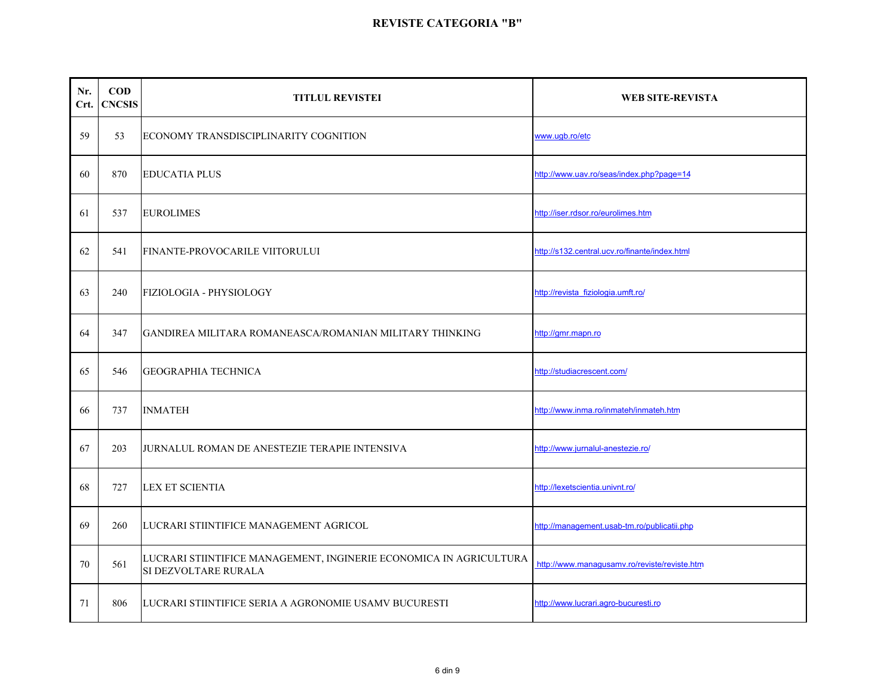# REVISTE CATEGORIA "B"

| Nr. Crt. | COD CNCSIS | TITLUL REVISTEI | WEB SITE-REVISTA |
|---|---|---|---|
| 59 | 53 | ECONOMY TRANSDISCIPLINARITY COGNITION | www.ugb.ro/etc |
| 60 | 870 | EDUCATIA PLUS | http://www.uav.ro/seas/index.php?page=14 |
| 61 | 537 | EUROLIMES | http://iser.rdsor.ro/eurolimes.htm |
| 62 | 541 | FINANTE-PROVOCARILE VIITORULUI | http://s132.central.ucv.ro/finante/index.html |
| 63 | 240 | FIZIOLOGIA - PHYSIOLOGY | http://revista_fiziologia.umft.ro/ |
| 64 | 347 | GANDIREA MILITARA ROMANEASCA/ROMANIAN MILITARY THINKING | http://gmr.mapn.ro |
| 65 | 546 | GEOGRAPHIA TECHNICA | http://studiacrescent.com/ |
| 66 | 737 | INMATEH | http://www.inma.ro/inmateh/inmateh.htm |
| 67 | 203 | JURNALUL ROMAN DE ANESTEZIE TERAPIE INTENSIVA | http://www.jurnalul-anestezie.ro/ |
| 68 | 727 | LEX ET SCIENTIA | http://lexetscientia.univnt.ro/ |
| 69 | 260 | LUCRARI STIINTIFICE MANAGEMENT AGRICOL | http://management.usab-tm.ro/publicatii.php |
| 70 | 561 | LUCRARI STIINTIFICE MANAGEMENT, INGINERIE ECONOMICA IN AGRICULTURA SI DEZVOLTARE RURALA | http://www.managusamv.ro/reviste/reviste.htm |
| 71 | 806 | LUCRARI STIINTIFICE SERIA A AGRONOMIE USAMV BUCURESTI | http://www.lucrari.agro-bucuresti.ro |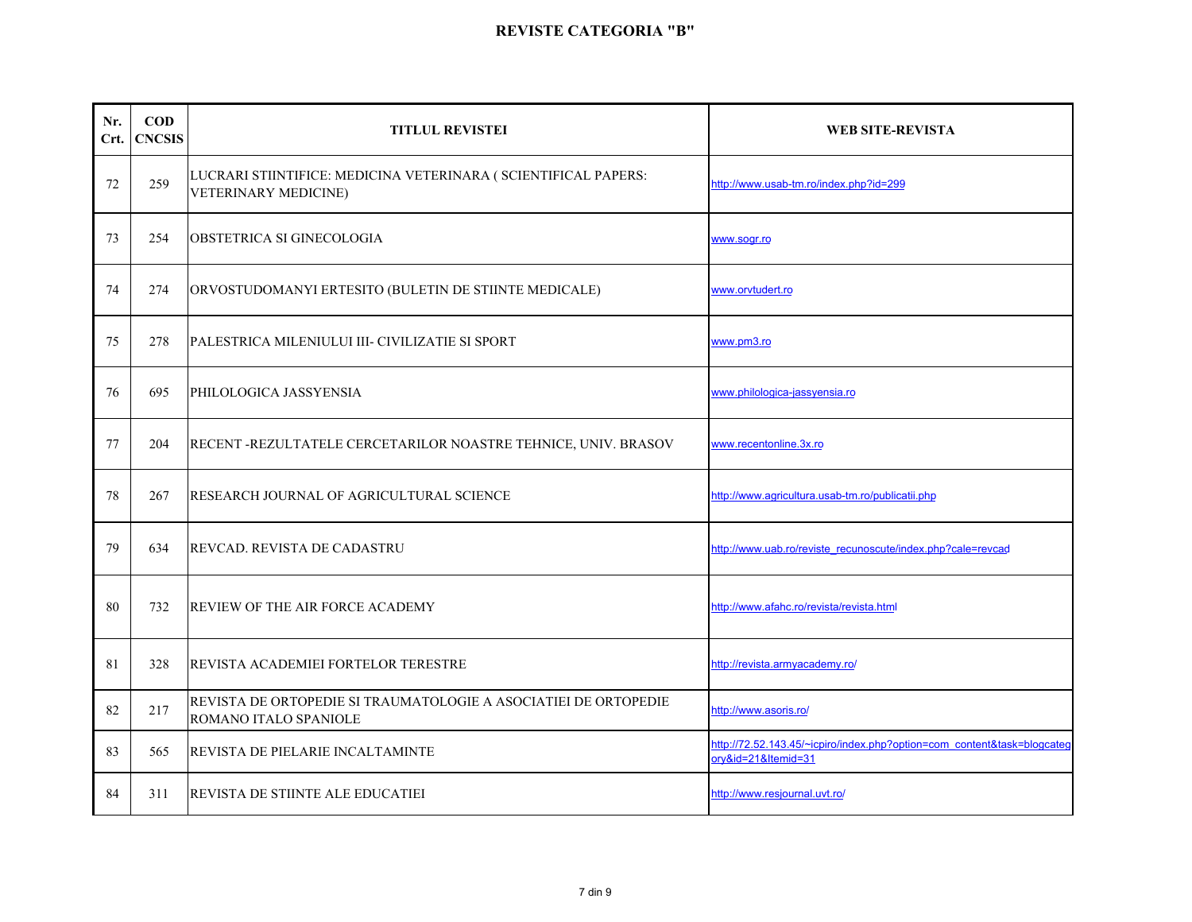# REVISTE CATEGORIA "B"

| Nr. Crt. | COD CNCSIS | TITLUL REVISTEI | WEB SITE-REVISTA |
|---|---|---|---|
| 72 | 259 | LUCRARI STIINTIFICE: MEDICINA VETERINARA ( SCIENTIFICAL PAPERS: VETERINARY MEDICINE) | http://www.usab-tm.ro/index.php?id=299 |
| 73 | 254 | OBSTETRICA SI GINECOLOGIA | www.sogr.ro |
| 74 | 274 | ORVOSTUDOMANYI ERTESITO (BULETIN DE STIINTE MEDICALE) | www.orvtudert.ro |
| 75 | 278 | PALESTRICA MILENIULUI III- CIVILIZATIE SI SPORT | www.pm3.ro |
| 76 | 695 | PHILOLOGICA JASSYENSIA | www.philologica-jassyensia.ro |
| 77 | 204 | RECENT -REZULTATELE CERCETARILOR NOASTRE TEHNICE, UNIV. BRASOV | www.recentonline.3x.ro |
| 78 | 267 | RESEARCH JOURNAL OF AGRICULTURAL SCIENCE | http://www.agricultura.usab-tm.ro/publicatii.php |
| 79 | 634 | REVCAD. REVISTA DE CADASTRU | http://www.uab.ro/reviste_recunoscute/index.php?cale=revcad |
| 80 | 732 | REVIEW OF THE AIR FORCE ACADEMY | http://www.afahc.ro/revista/revista.html |
| 81 | 328 | REVISTA ACADEMIEI FORTELOR TERESTRE | http://revista.armyacademy.ro/ |
| 82 | 217 | REVISTA DE ORTOPEDIE SI TRAUMATOLOGIE A ASOCIATIEI DE ORTOPEDIE ROMANO ITALO SPANIOLE | http://www.asoris.ro/ |
| 83 | 565 | REVISTA DE PIELARIE INCALTAMINTE | http://72.52.143.45/~icpiro/index.php?option=com_content&task=blogcategory&id=21&Itemid=31 |
| 84 | 311 | REVISTA DE STIINTE ALE EDUCATIEI | http://www.resjournal.uvt.ro/ |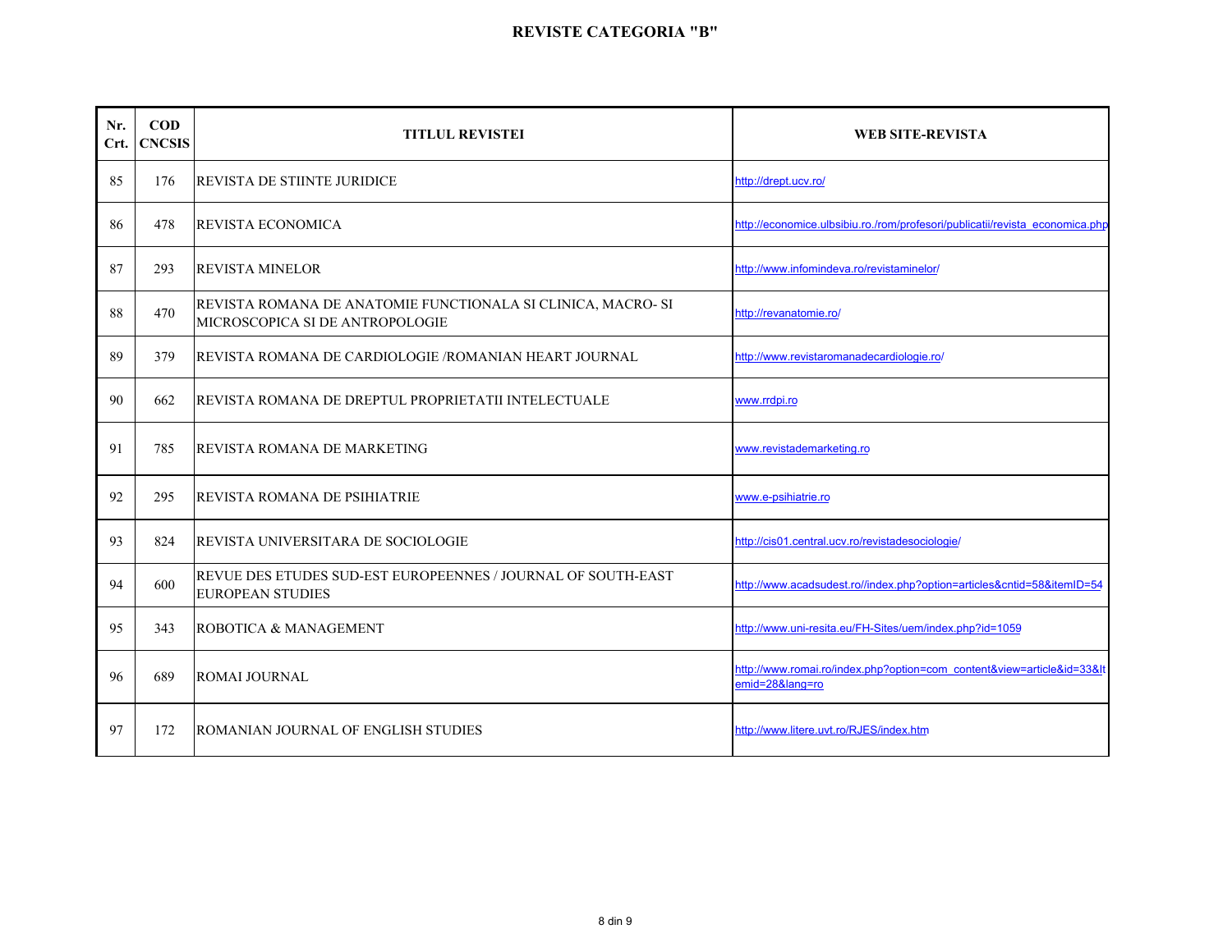# REVISTE CATEGORIA "B"

| Nr. Crt. | COD CNCSIS | TITLUL REVISTEI | WEB SITE-REVISTA |
|---|---|---|---|
| 85 | 176 | REVISTA DE STIINTE JURIDICE | http://drept.ucv.ro/ |
| 86 | 478 | REVISTA ECONOMICA | http://economice.ulbsibiu.ro./rom/profesori/publicatii/revista_economica.php |
| 87 | 293 | REVISTA MINELOR | http://www.infomindeva.ro/revistaminelor/ |
| 88 | 470 | REVISTA ROMANA DE ANATOMIE FUNCTIONALA SI CLINICA, MACRO- SI MICROSCOPICA SI DE ANTROPOLOGIE | http://revanatomie.ro/ |
| 89 | 379 | REVISTA ROMANA DE CARDIOLOGIE /ROMANIAN HEART JOURNAL | http://www.revistaromanadecardiologie.ro/ |
| 90 | 662 | REVISTA ROMANA DE DREPTUL PROPRIETATII INTELECTUALE | www.rrdpi.ro |
| 91 | 785 | REVISTA ROMANA DE MARKETING | www.revistademarketing.ro |
| 92 | 295 | REVISTA ROMANA DE PSIHIATRIE | www.e-psihiatrie.ro |
| 93 | 824 | REVISTA UNIVERSITARA DE SOCIOLOGIE | http://cis01.central.ucv.ro/revistadesociologie/ |
| 94 | 600 | REVUE DES ETUDES SUD-EST EUROPEENNES / JOURNAL OF SOUTH-EAST EUROPEAN STUDIES | http://www.acadsudest.ro//index.php?option=articles&cntid=58&itemID=54 |
| 95 | 343 | ROBOTICA & MANAGEMENT | http://www.uni-resita.eu/FH-Sites/uem/index.php?id=1059 |
| 96 | 689 | ROMAI JOURNAL | http://www.romai.ro/index.php?option=com_content&view=article&id=33&Itemid=28&lang=ro |
| 97 | 172 | ROMANIAN JOURNAL OF ENGLISH STUDIES | http://www.litere.uvt.ro/RJES/index.htm |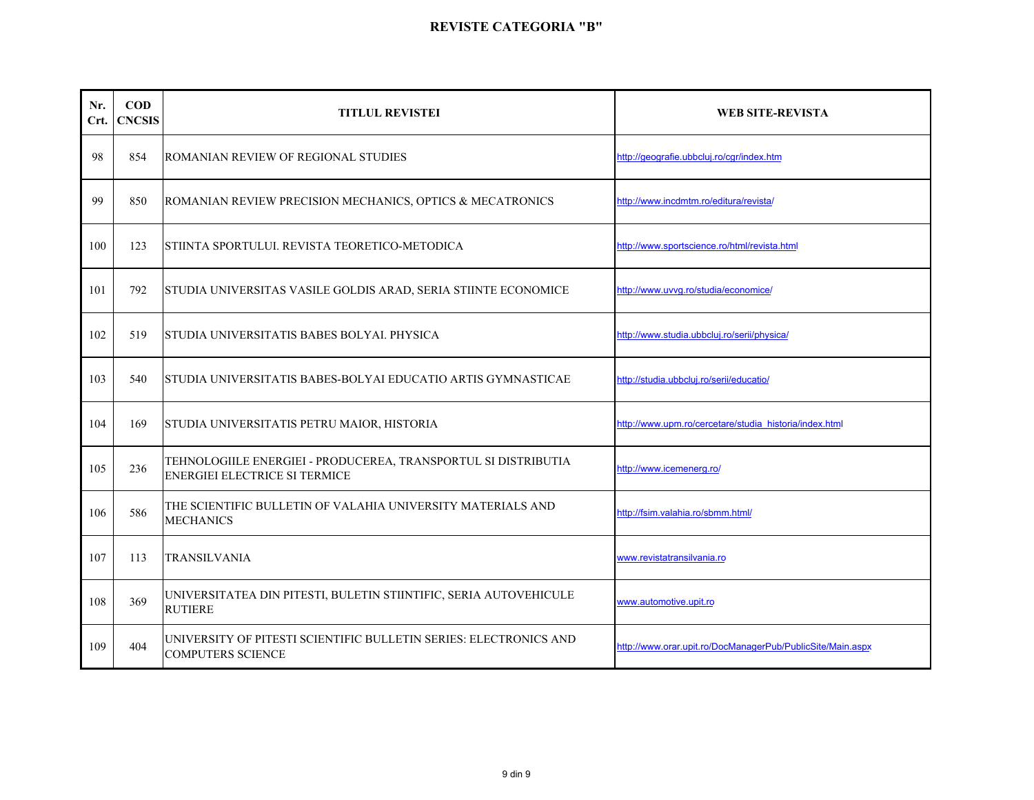# REVISTE CATEGORIA "B"

| Nr. Crt. | COD CNCSIS | TITLUL REVISTEI | WEB SITE-REVISTA |
|---|---|---|---|
| 98 | 854 | ROMANIAN REVIEW OF REGIONAL STUDIES | http://geografie.ubbcluj.ro/cgr/index.htm |
| 99 | 850 | ROMANIAN REVIEW PRECISION MECHANICS, OPTICS & MECATRONICS | http://www.incdmtm.ro/editura/revista/ |
| 100 | 123 | STIINTA SPORTULUI. REVISTA TEORETICO-METODICA | http://www.sportscience.ro/html/revista.html |
| 101 | 792 | STUDIA UNIVERSITAS VASILE GOLDIS ARAD, SERIA STIINTE ECONOMICE | http://www.uvvg.ro/studia/economice/ |
| 102 | 519 | STUDIA UNIVERSITATIS BABES BOLYAI. PHYSICA | http://www.studia.ubbcluj.ro/serii/physica/ |
| 103 | 540 | STUDIA UNIVERSITATIS BABES-BOLYAI EDUCATIO ARTIS GYMNASTICAE | http://studia.ubbcluj.ro/serii/educatio/ |
| 104 | 169 | STUDIA UNIVERSITATIS PETRU MAIOR, HISTORIA | http://www.upm.ro/cercetare/studia_historia/index.html |
| 105 | 236 | TEHNOLOGIILE ENERGIEI - PRODUCEREA, TRANSPORTUL SI DISTRIBUTIA ENERGIEI ELECTRICE SI TERMICE | http://www.icemenerg.ro/ |
| 106 | 586 | THE SCIENTIFIC BULLETIN OF VALAHIA UNIVERSITY MATERIALS AND MECHANICS | http://fsim.valahia.ro/sbmm.html/ |
| 107 | 113 | TRANSILVANIA | www.revistatransilvania.ro |
| 108 | 369 | UNIVERSITATEA DIN PITESTI, BULETIN STIINTIFIC, SERIA AUTOVEHICULE RUTIERE | www.automotive.upit.ro |
| 109 | 404 | UNIVERSITY OF PITESTI SCIENTIFIC BULLETIN SERIES: ELECTRONICS AND COMPUTERS SCIENCE | http://www.orar.upit.ro/DocManagerPub/PublicSite/Main.aspx |